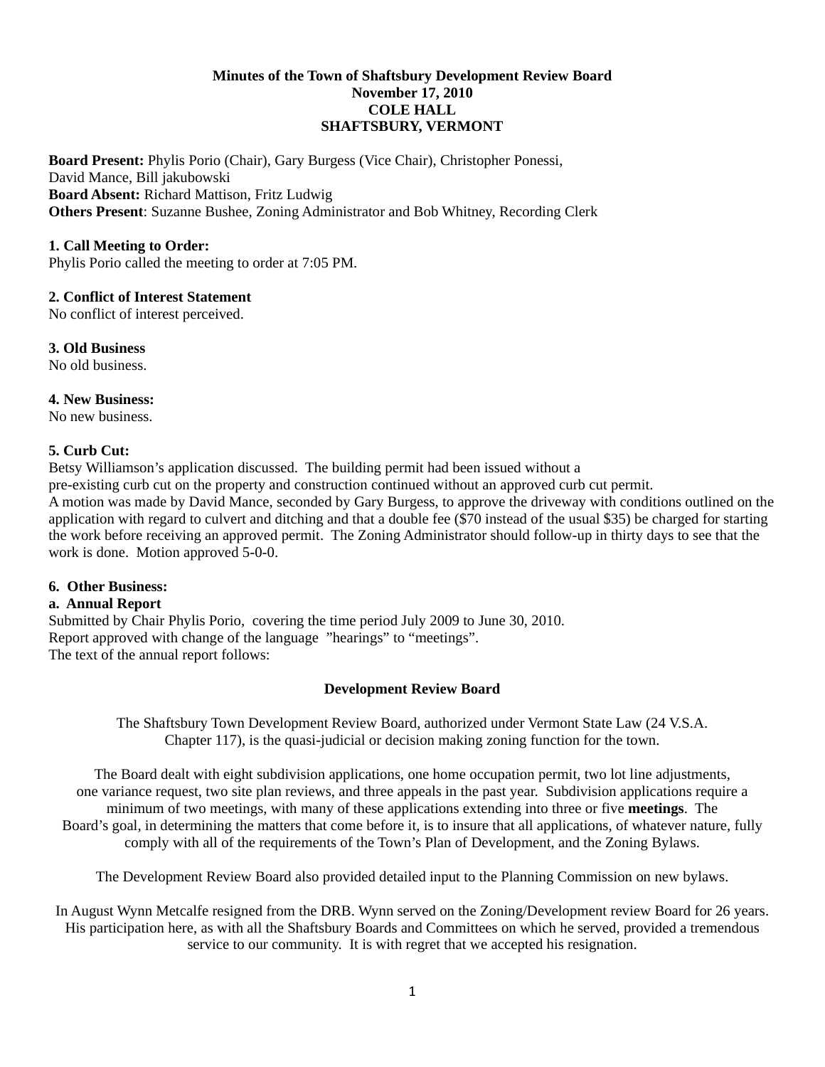**Minutes of the Town of Shaftsbury Development Review Board**
**November 17, 2010**
**COLE HALL**
**SHAFTSBURY, VERMONT**

**Board Present:** Phylis Porio (Chair), Gary Burgess (Vice Chair), Christopher Ponessi, David Mance, Bill jakubowski
**Board Absent:** Richard Mattison, Fritz Ludwig
**Others Present**: Suzanne Bushee, Zoning Administrator and Bob Whitney, Recording Clerk

**1. Call Meeting to Order:**
Phylis Porio called the meeting to order at 7:05 PM.

**2. Conflict of Interest Statement**
No conflict of interest perceived.

**3. Old Business**
No old business.

**4. New Business:**
No new business.

**5. Curb Cut:**
Betsy Williamson's application discussed. The building permit had been issued without a pre-existing curb cut on the property and construction continued without an approved curb cut permit.
A motion was made by David Mance, seconded by Gary Burgess, to approve the driveway with conditions outlined on the application with regard to culvert and ditching and that a double fee ($70 instead of the usual $35) be charged for starting the work before receiving an approved permit. The Zoning Administrator should follow-up in thirty days to see that the work is done. Motion approved 5-0-0.

**6. Other Business:**
**a. Annual Report**
Submitted by Chair Phylis Porio, covering the time period July 2009 to June 30, 2010.
Report approved with change of the language "hearings" to "meetings".
The text of the annual report follows:

**Development Review Board**

The Shaftsbury Town Development Review Board, authorized under Vermont State Law (24 V.S.A. Chapter 117), is the quasi-judicial or decision making zoning function for the town.

The Board dealt with eight subdivision applications, one home occupation permit, two lot line adjustments, one variance request, two site plan reviews, and three appeals in the past year. Subdivision applications require a minimum of two meetings, with many of these applications extending into three or five **meetings**. The Board's goal, in determining the matters that come before it, is to insure that all applications, of whatever nature, fully comply with all of the requirements of the Town's Plan of Development, and the Zoning Bylaws.

The Development Review Board also provided detailed input to the Planning Commission on new bylaws.

In August Wynn Metcalfe resigned from the DRB. Wynn served on the Zoning/Development review Board for 26 years. His participation here, as with all the Shaftsbury Boards and Committees on which he served, provided a tremendous service to our community. It is with regret that we accepted his resignation.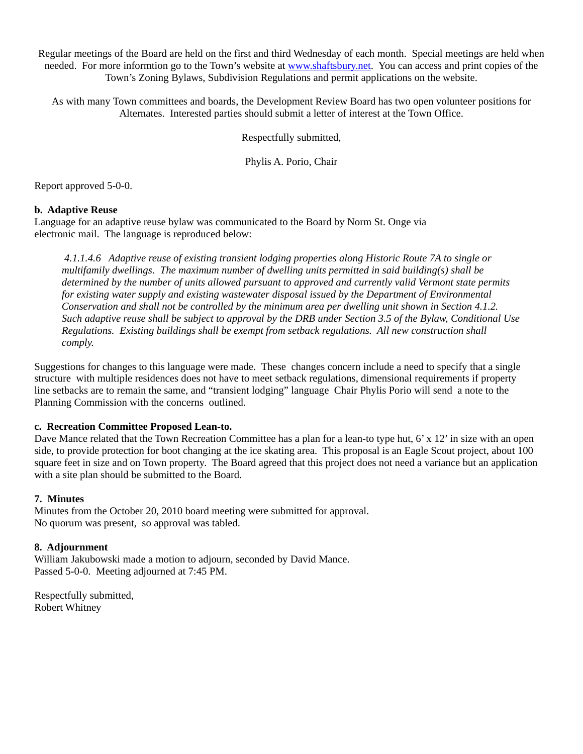Regular meetings of the Board are held on the first and third Wednesday of each month. Special meetings are held when needed. For more informtion go to the Town's website at www.shaftsbury.net. You can access and print copies of the Town's Zoning Bylaws, Subdivision Regulations and permit applications on the website.

As with many Town committees and boards, the Development Review Board has two open volunteer positions for Alternates. Interested parties should submit a letter of interest at the Town Office.

Respectfully submitted,

Phylis A. Porio, Chair

Report approved 5-0-0.

**b. Adaptive Reuse**
Language for an adaptive reuse bylaw was communicated to the Board by Norm St. Onge via electronic mail. The language is reproduced below:

> *4.1.1.4.6 Adaptive reuse of existing transient lodging properties along Historic Route 7A to single or multifamily dwellings. The maximum number of dwelling units permitted in said building(s) shall be determined by the number of units allowed pursuant to approved and currently valid Vermont state permits for existing water supply and existing wastewater disposal issued by the Department of Environmental Conservation and shall not be controlled by the minimum area per dwelling unit shown in Section 4.1.2. Such adaptive reuse shall be subject to approval by the DRB under Section 3.5 of the Bylaw, Conditional Use Regulations. Existing buildings shall be exempt from setback regulations. All new construction shall comply.*

Suggestions for changes to this language were made. These changes concern include a need to specify that a single structure with multiple residences does not have to meet setback regulations, dimensional requirements if property line setbacks are to remain the same, and "transient lodging" language Chair Phylis Porio will send a note to the Planning Commission with the concerns outlined.

**c. Recreation Committee Proposed Lean-to.**
Dave Mance related that the Town Recreation Committee has a plan for a lean-to type hut, 6' x 12' in size with an open side, to provide protection for boot changing at the ice skating area. This proposal is an Eagle Scout project, about 100 square feet in size and on Town property. The Board agreed that this project does not need a variance but an application with a site plan should be submitted to the Board.

**7. Minutes**
Minutes from the October 20, 2010 board meeting were submitted for approval.
No quorum was present, so approval was tabled.

**8. Adjournment**
William Jakubowski made a motion to adjourn, seconded by David Mance.
Passed 5-0-0. Meeting adjourned at 7:45 PM.

Respectfully submitted,
Robert Whitney